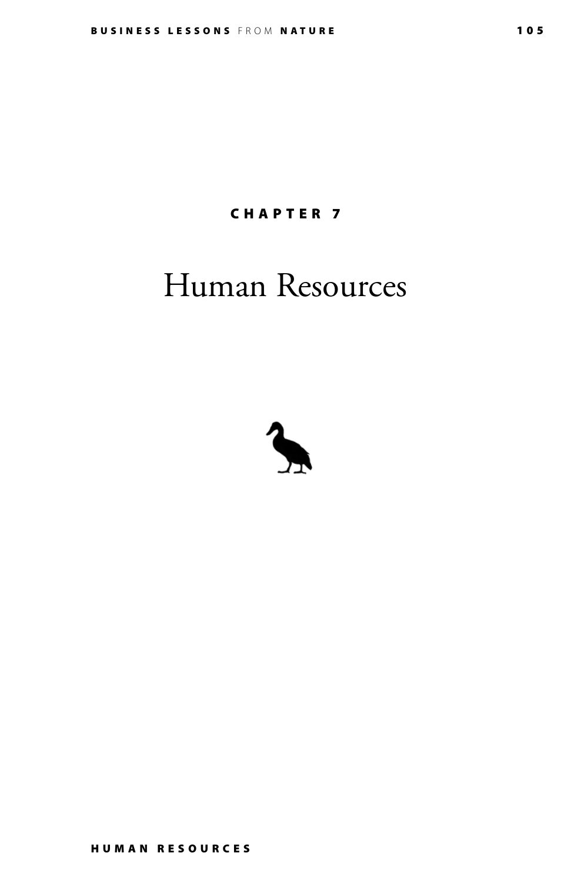# CHAPTER 7

# Human Resources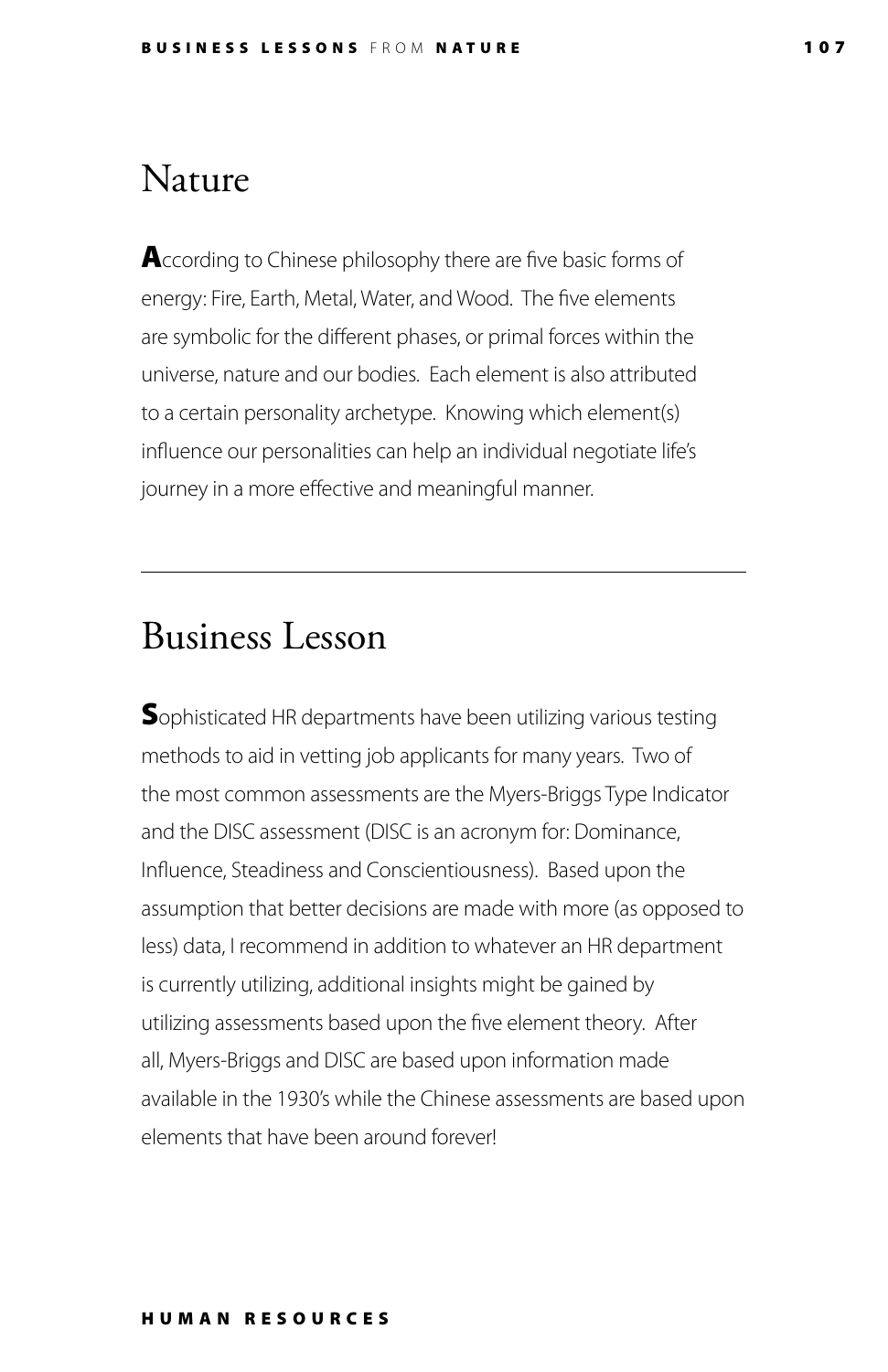## Nature

According to Chinese philosophy there are five basic forms of energy: Fire, Earth, Metal, Water, and Wood. The five elements are symbolic for the different phases, or primal forces within the universe, nature and our bodies. Each element is also attributed to a certain personality archetype. Knowing which element(s) influence our personalities can help an individual negotiate life's journey in a more effective and meaningful manner.

---

## Business Lesson

Sophisticated HR departments have been utilizing various testing methods to aid in vetting job applicants for many years. Two of the most common assessments are the Myers-Briggs Type Indicator and the DISC assessment (DISC is an acronym for: Dominance, Influence, Steadiness and Conscientiousness). Based upon the assumption that better decisions are made with more (as opposed to less) data, I recommend in addition to whatever an HR department is currently utilizing, additional insights might be gained by utilizing assessments based upon the five element theory. After all, Myers-Briggs and DISC are based upon information made available in the 1930's while the Chinese assessments are based upon elements that have been around forever!